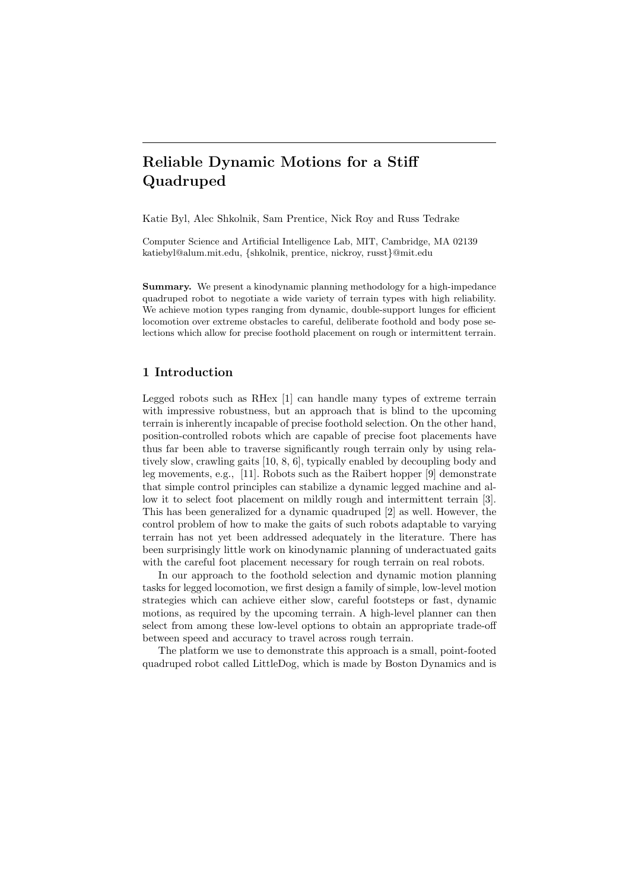# Reliable Dynamic Motions for a Stiff Quadruped

Katie Byl, Alec Shkolnik, Sam Prentice, Nick Roy and Russ Tedrake

Computer Science and Artificial Intelligence Lab, MIT, Cambridge, MA 02139
katiebyl@alum.mit.edu, {shkolnik, prentice, nickroy, russt}@mit.edu

**Summary.** We present a kinodynamic planning methodology for a high-impedance quadruped robot to negotiate a wide variety of terrain types with high reliability. We achieve motion types ranging from dynamic, double-support lunges for efficient locomotion over extreme obstacles to careful, deliberate foothold and body pose selections which allow for precise foothold placement on rough or intermittent terrain.

## 1 Introduction

Legged robots such as RHex [1] can handle many types of extreme terrain with impressive robustness, but an approach that is blind to the upcoming terrain is inherently incapable of precise foothold selection. On the other hand, position-controlled robots which are capable of precise foot placements have thus far been able to traverse significantly rough terrain only by using relatively slow, crawling gaits [10, 8, 6], typically enabled by decoupling body and leg movements, e.g., [11]. Robots such as the Raibert hopper [9] demonstrate that simple control principles can stabilize a dynamic legged machine and allow it to select foot placement on mildly rough and intermittent terrain [3]. This has been generalized for a dynamic quadruped [2] as well. However, the control problem of how to make the gaits of such robots adaptable to varying terrain has not yet been addressed adequately in the literature. There has been surprisingly little work on kinodynamic planning of underactuated gaits with the careful foot placement necessary for rough terrain on real robots.

In our approach to the foothold selection and dynamic motion planning tasks for legged locomotion, we first design a family of simple, low-level motion strategies which can achieve either slow, careful footsteps or fast, dynamic motions, as required by the upcoming terrain. A high-level planner can then select from among these low-level options to obtain an appropriate trade-off between speed and accuracy to travel across rough terrain.

The platform we use to demonstrate this approach is a small, point-footed quadruped robot called LittleDog, which is made by Boston Dynamics and is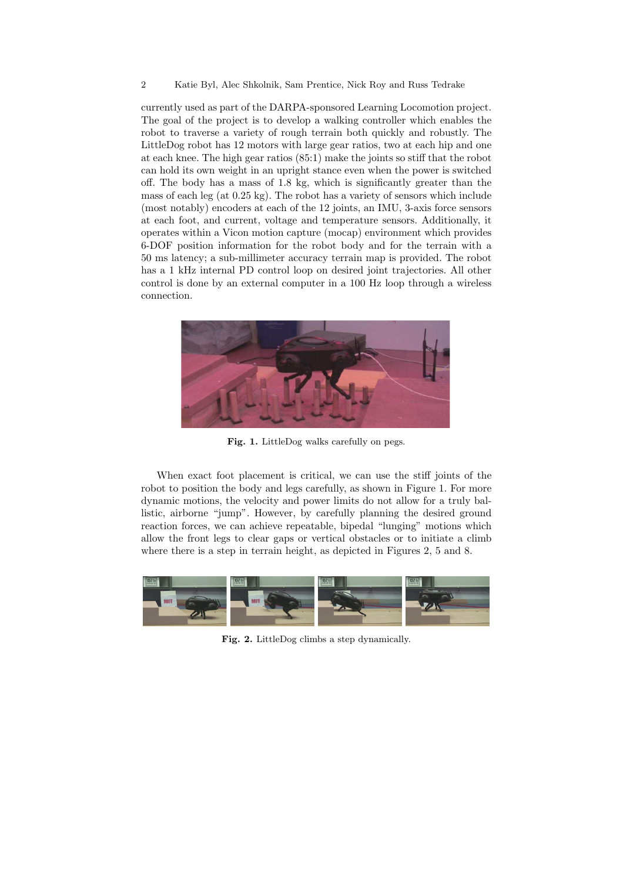currently used as part of the DARPA-sponsored Learning Locomotion project. The goal of the project is to develop a walking controller which enables the robot to traverse a variety of rough terrain both quickly and robustly. The LittleDog robot has 12 motors with large gear ratios, two at each hip and one at each knee. The high gear ratios (85:1) make the joints so stiff that the robot can hold its own weight in an upright stance even when the power is switched off. The body has a mass of 1.8 kg, which is significantly greater than the mass of each leg (at 0.25 kg). The robot has a variety of sensors which include (most notably) encoders at each of the 12 joints, an IMU, 3-axis force sensors at each foot, and current, voltage and temperature sensors. Additionally, it operates within a Vicon motion capture (mocap) environment which provides 6-DOF position information for the robot body and for the terrain with a 50 ms latency; a sub-millimeter accuracy terrain map is provided. The robot has a 1 kHz internal PD control loop on desired joint trajectories. All other control is done by an external computer in a 100 Hz loop through a wireless connection.

**Fig. 1.** LittleDog walks carefully on pegs.

When exact foot placement is critical, we can use the stiff joints of the robot to position the body and legs carefully, as shown in Figure 1. For more dynamic motions, the velocity and power limits do not allow for a truly ballistic, airborne "jump". However, by carefully planning the desired ground reaction forces, we can achieve repeatable, bipedal "lunging" motions which allow the front legs to clear gaps or vertical obstacles or to initiate a climb where there is a step in terrain height, as depicted in Figures 2, 5 and 8.

**Fig. 2.** LittleDog climbs a step dynamically.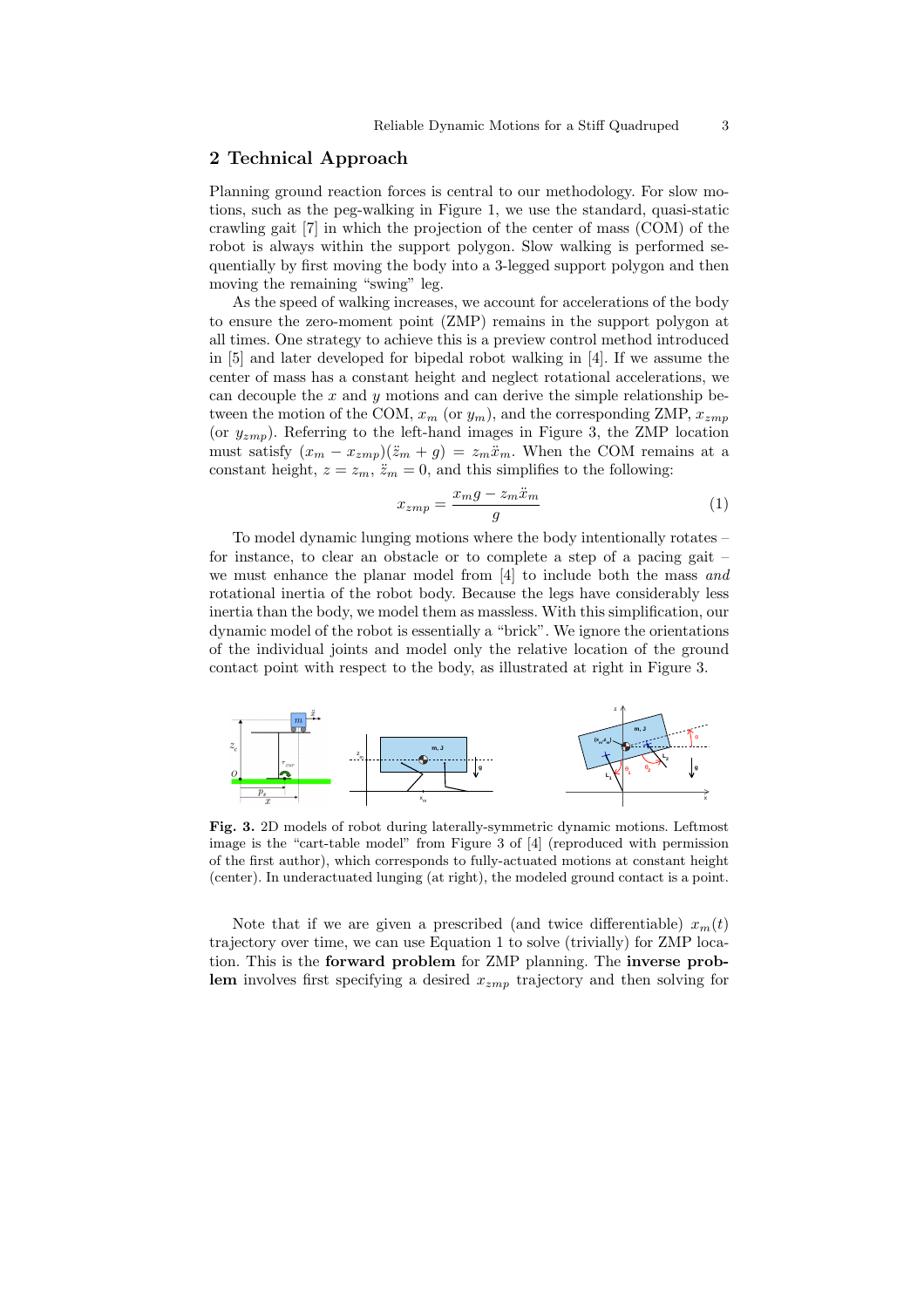## 2 Technical Approach

Planning ground reaction forces is central to our methodology. For slow motions, such as the peg-walking in Figure 1, we use the standard, quasi-static crawling gait [7] in which the projection of the center of mass (COM) of the robot is always within the support polygon. Slow walking is performed sequentially by first moving the body into a 3-legged support polygon and then moving the remaining "swing" leg.

As the speed of walking increases, we account for accelerations of the body to ensure the zero-moment point (ZMP) remains in the support polygon at all times. One strategy to achieve this is a preview control method introduced in [5] and later developed for bipedal robot walking in [4]. If we assume the center of mass has a constant height and neglect rotational accelerations, we can decouple the $x$ and $y$ motions and can derive the simple relationship between the motion of the COM, $x_m$ (or $y_m$), and the corresponding ZMP, $x_{zmp}$ (or $y_{zmp}$). Referring to the left-hand images in Figure 3, the ZMP location must satisfy $(x_m - x_{zmp})(\ddot{z}_m + g) = z_m \ddot{x}_m$. When the COM remains at a constant height, $z = z_m$, $\ddot{z}_m = 0$, and this simplifies to the following:

$$x_{zmp} = \frac{x_m g - z_m \ddot{x}_m}{g} \tag{1}$$

To model dynamic lunging motions where the body intentionally rotates – for instance, to clear an obstacle or to complete a step of a pacing gait – we must enhance the planar model from [4] to include both the mass *and* rotational inertia of the robot body. Because the legs have considerably less inertia than the body, we model them as massless. With this simplification, our dynamic model of the robot is essentially a "brick". We ignore the orientations of the individual joints and model only the relative location of the ground contact point with respect to the body, as illustrated at right in Figure 3.

**Fig. 3.** 2D models of robot during laterally-symmetric dynamic motions. Leftmost image is the "cart-table model" from Figure 3 of [4] (reproduced with permission of the first author), which corresponds to fully-actuated motions at constant height (center). In underactuated lunging (at right), the modeled ground contact is a point.

Note that if we are given a prescribed (and twice differentiable) $x_m(t)$ trajectory over time, we can use Equation 1 to solve (trivially) for ZMP location. This is the **forward problem** for ZMP planning. The **inverse problem** involves first specifying a desired $x_{zmp}$ trajectory and then solving for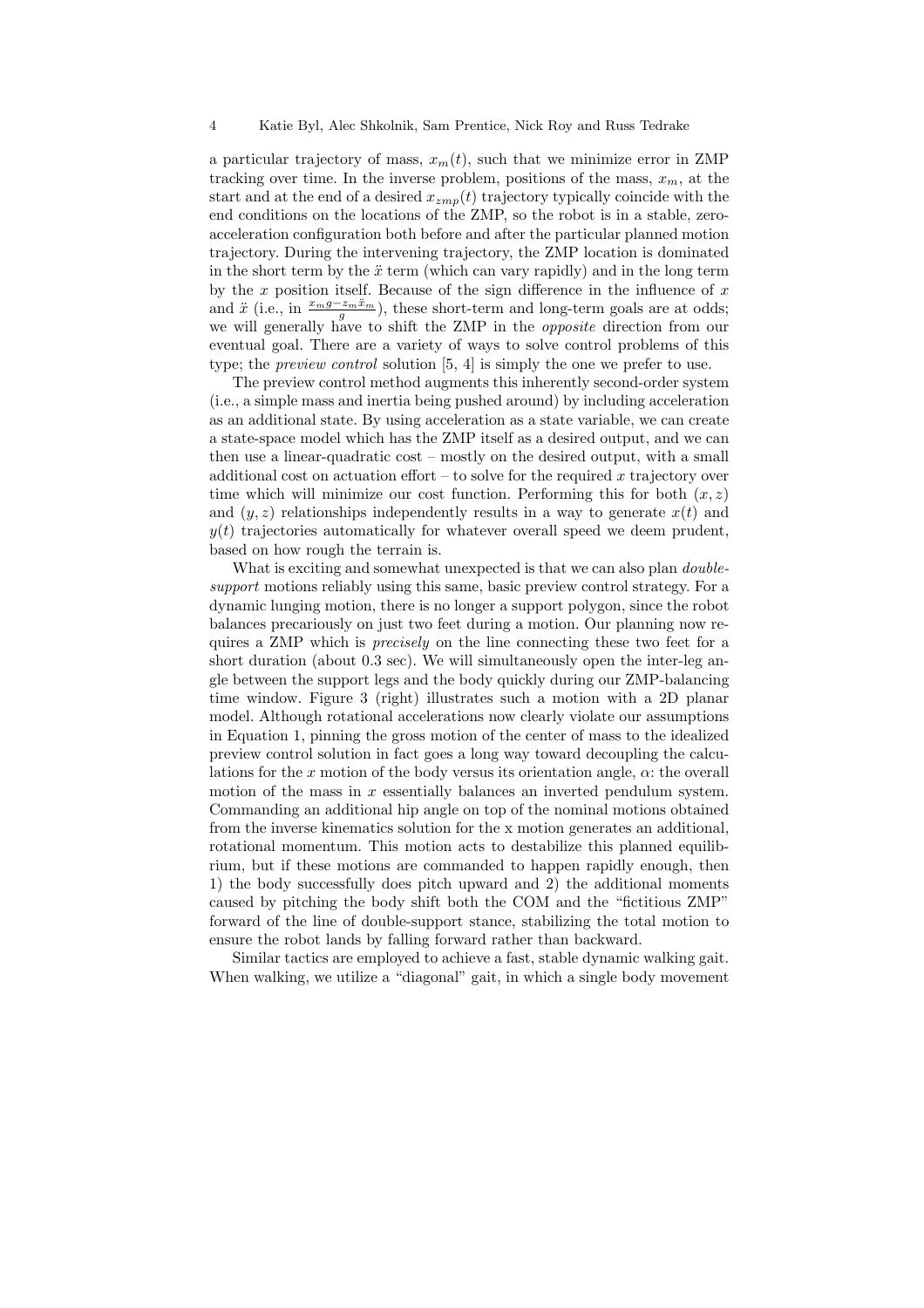a particular trajectory of mass, $x_m(t)$, such that we minimize error in ZMP tracking over time. In the inverse problem, positions of the mass, $x_m$, at the start and at the end of a desired $x_{zmp}(t)$ trajectory typically coincide with the end conditions on the locations of the ZMP, so the robot is in a stable, zero-acceleration configuration both before and after the particular planned motion trajectory. During the intervening trajectory, the ZMP location is dominated in the short term by the $\ddot{x}$ term (which can vary rapidly) and in the long term by the $x$ position itself. Because of the sign difference in the influence of $x$ and $\ddot{x}$ (i.e., in $\frac{x_m g - z_m \ddot{x}_m}{g}$), these short-term and long-term goals are at odds; we will generally have to shift the ZMP in the *opposite* direction from our eventual goal. There are a variety of ways to solve control problems of this type; the *preview control* solution [5, 4] is simply the one we prefer to use.

The preview control method augments this inherently second-order system (i.e., a simple mass and inertia being pushed around) by including acceleration as an additional state. By using acceleration as a state variable, we can create a state-space model which has the ZMP itself as a desired output, and we can then use a linear-quadratic cost – mostly on the desired output, with a small additional cost on actuation effort – to solve for the required $x$ trajectory over time which will minimize our cost function. Performing this for both $(x, z)$ and $(y, z)$ relationships independently results in a way to generate $x(t)$ and $y(t)$ trajectories automatically for whatever overall speed we deem prudent, based on how rough the terrain is.

What is exciting and somewhat unexpected is that we can also plan *double-support* motions reliably using this same, basic preview control strategy. For a dynamic lunging motion, there is no longer a support polygon, since the robot balances precariously on just two feet during a motion. Our planning now requires a ZMP which is *precisely* on the line connecting these two feet for a short duration (about 0.3 sec). We will simultaneously open the inter-leg angle between the support legs and the body quickly during our ZMP-balancing time window. Figure 3 (right) illustrates such a motion with a 2D planar model. Although rotational accelerations now clearly violate our assumptions in Equation 1, pinning the gross motion of the center of mass to the idealized preview control solution in fact goes a long way toward decoupling the calculations for the $x$ motion of the body versus its orientation angle, $\alpha$: the overall motion of the mass in $x$ essentially balances an inverted pendulum system. Commanding an additional hip angle on top of the nominal motions obtained from the inverse kinematics solution for the x motion generates an additional, rotational momentum. This motion acts to destabilize this planned equilibrium, but if these motions are commanded to happen rapidly enough, then 1) the body successfully does pitch upward and 2) the additional moments caused by pitching the body shift both the COM and the "fictitious ZMP" forward of the line of double-support stance, stabilizing the total motion to ensure the robot lands by falling forward rather than backward.

Similar tactics are employed to achieve a fast, stable dynamic walking gait. When walking, we utilize a "diagonal" gait, in which a single body movement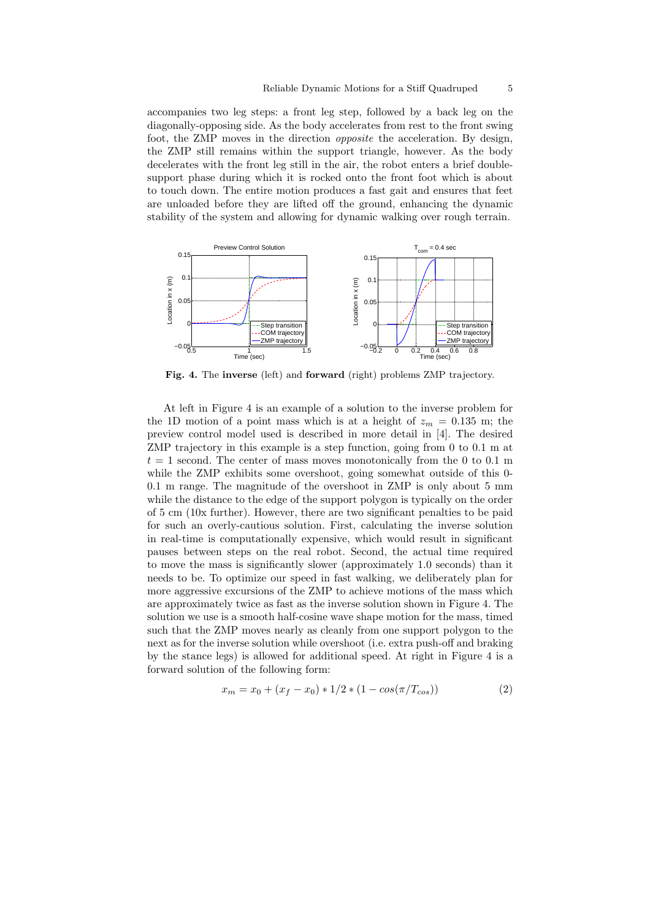accompanies two leg steps: a front leg step, followed by a back leg on the diagonally-opposing side. As the body accelerates from rest to the front swing foot, the ZMP moves in the direction *opposite* the acceleration. By design, the ZMP still remains within the support triangle, however. As the body decelerates with the front leg still in the air, the robot enters a brief double-support phase during which it is rocked onto the front foot which is about to touch down. The entire motion produces a fast gait and ensures that feet are unloaded before they are lifted off the ground, enhancing the dynamic stability of the system and allowing for dynamic walking over rough terrain.

**Fig. 4.** The **inverse** (left) and **forward** (right) problems ZMP trajectory.

At left in Figure 4 is an example of a solution to the inverse problem for the 1D motion of a point mass which is at a height of $z_m = 0.135$ m; the preview control model used is described in more detail in [4]. The desired ZMP trajectory in this example is a step function, going from 0 to 0.1 m at $t = 1$ second. The center of mass moves monotonically from the 0 to 0.1 m while the ZMP exhibits some overshoot, going somewhat outside of this 0-0.1 m range. The magnitude of the overshoot in ZMP is only about 5 mm while the distance to the edge of the support polygon is typically on the order of 5 cm (10x further). However, there are two significant penalties to be paid for such an overly-cautious solution. First, calculating the inverse solution in real-time is computationally expensive, which would result in significant pauses between steps on the real robot. Second, the actual time required to move the mass is significantly slower (approximately 1.0 seconds) than it needs to be. To optimize our speed in fast walking, we deliberately plan for more aggressive excursions of the ZMP to achieve motions of the mass which are approximately twice as fast as the inverse solution shown in Figure 4. The solution we use is a smooth half-cosine wave shape motion for the mass, timed such that the ZMP moves nearly as cleanly from one support polygon to the next as for the inverse solution while overshoot (i.e. extra push-off and braking by the stance legs) is allowed for additional speed. At right in Figure 4 is a forward solution of the following form:

$$x_m = x_0 + (x_f - x_0) * 1/2 * (1 - cos(\pi/T_{cos})) \tag{2}$$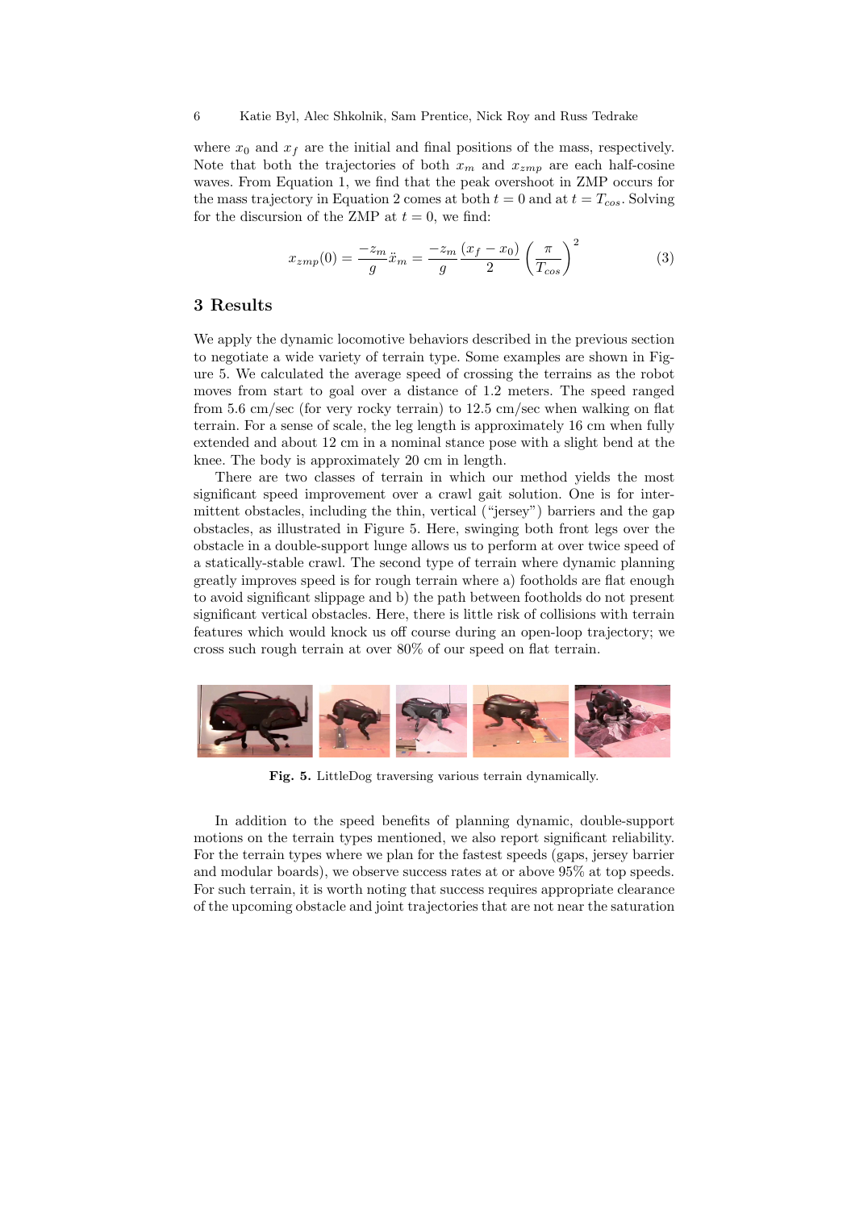where $x_0$ and $x_f$ are the initial and final positions of the mass, respectively. Note that both the trajectories of both $x_m$ and $x_{zmp}$ are each half-cosine waves. From Equation 1, we find that the peak overshoot in ZMP occurs for the mass trajectory in Equation 2 comes at both $t = 0$ and at $t = T_{cos}$. Solving for the discursion of the ZMP at $t = 0$, we find:

$$x_{zmp}(0) = \frac{-z_m}{g} \ddot{x}_m = \frac{-z_m}{g} \frac{(x_f - x_0)}{2} \left( \frac{\pi}{T_{cos}} \right)^2 \tag{3}$$

## 3 Results

We apply the dynamic locomotive behaviors described in the previous section to negotiate a wide variety of terrain type. Some examples are shown in Figure 5. We calculated the average speed of crossing the terrains as the robot moves from start to goal over a distance of 1.2 meters. The speed ranged from 5.6 cm/sec (for very rocky terrain) to 12.5 cm/sec when walking on flat terrain. For a sense of scale, the leg length is approximately 16 cm when fully extended and about 12 cm in a nominal stance pose with a slight bend at the knee. The body is approximately 20 cm in length.

There are two classes of terrain in which our method yields the most significant speed improvement over a crawl gait solution. One is for intermittent obstacles, including the thin, vertical ("jersey") barriers and the gap obstacles, as illustrated in Figure 5. Here, swinging both front legs over the obstacle in a double-support lunge allows us to perform at over twice speed of a statically-stable crawl. The second type of terrain where dynamic planning greatly improves speed is for rough terrain where a) footholds are flat enough to avoid significant slippage and b) the path between footholds do not present significant vertical obstacles. Here, there is little risk of collisions with terrain features which would knock us off course during an open-loop trajectory; we cross such rough terrain at over 80% of our speed on flat terrain.

**Fig. 5.** LittleDog traversing various terrain dynamically.

In addition to the speed benefits of planning dynamic, double-support motions on the terrain types mentioned, we also report significant reliability. For the terrain types where we plan for the fastest speeds (gaps, jersey barrier and modular boards), we observe success rates at or above 95% at top speeds. For such terrain, it is worth noting that success requires appropriate clearance of the upcoming obstacle and joint trajectories that are not near the saturation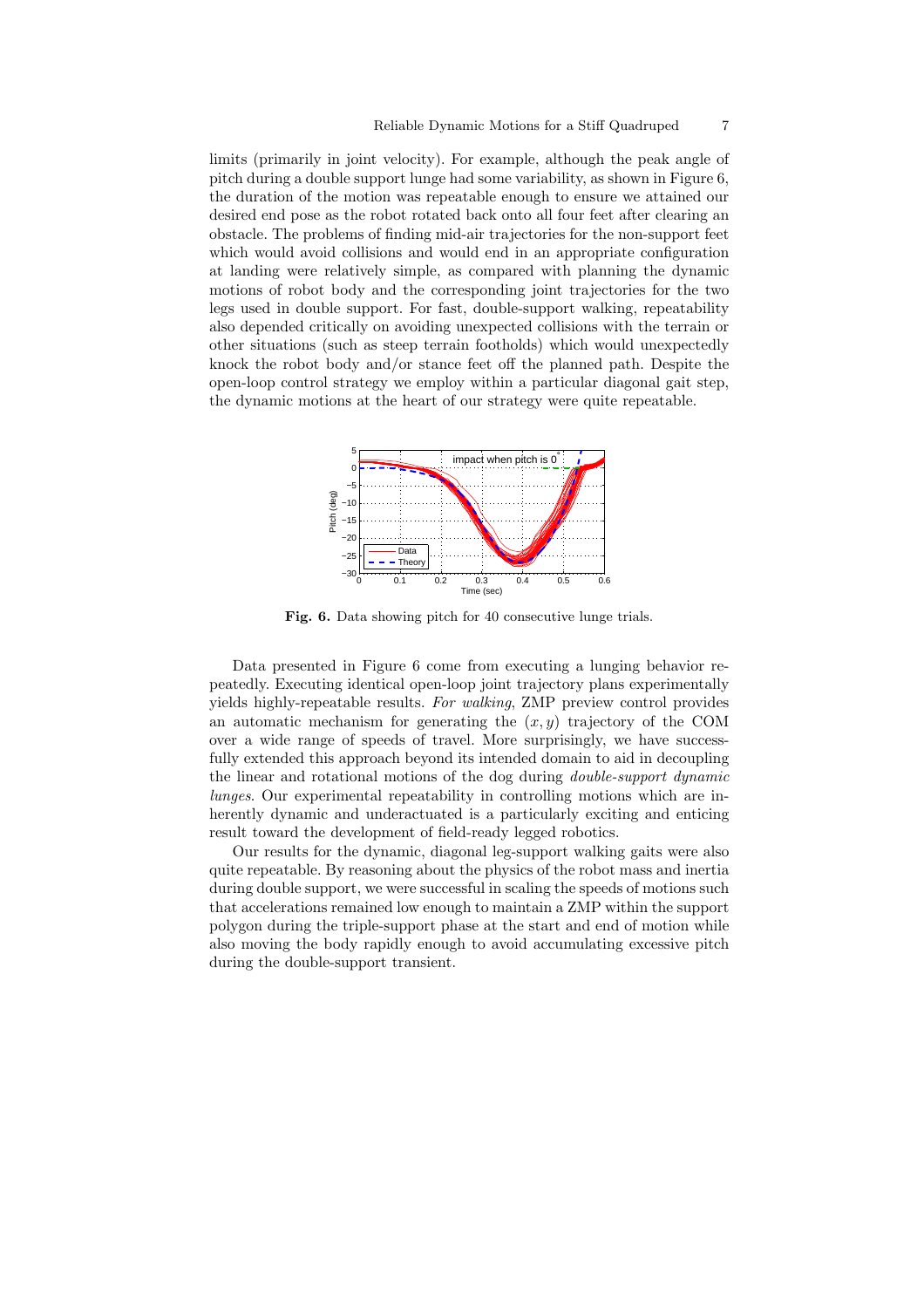limits (primarily in joint velocity). For example, although the peak angle of pitch during a double support lunge had some variability, as shown in Figure 6, the duration of the motion was repeatable enough to ensure we attained our desired end pose as the robot rotated back onto all four feet after clearing an obstacle. The problems of finding mid-air trajectories for the non-support feet which would avoid collisions and would end in an appropriate configuration at landing were relatively simple, as compared with planning the dynamic motions of robot body and the corresponding joint trajectories for the two legs used in double support. For fast, double-support walking, repeatability also depended critically on avoiding unexpected collisions with the terrain or other situations (such as steep terrain footholds) which would unexpectedly knock the robot body and/or stance feet off the planned path. Despite the open-loop control strategy we employ within a particular diagonal gait step, the dynamic motions at the heart of our strategy were quite repeatable.

**Fig. 6.** Data showing pitch for 40 consecutive lunge trials.

Data presented in Figure 6 come from executing a lunging behavior repeatedly. Executing identical open-loop joint trajectory plans experimentally yields highly-repeatable results. *For walking*, ZMP preview control provides an automatic mechanism for generating the $(x, y)$ trajectory of the COM over a wide range of speeds of travel. More surprisingly, we have successfully extended this approach beyond its intended domain to aid in decoupling the linear and rotational motions of the dog during *double-support dynamic lunges*. Our experimental repeatability in controlling motions which are inherently dynamic and underactuated is a particularly exciting and enticing result toward the development of field-ready legged robotics.

Our results for the dynamic, diagonal leg-support walking gaits were also quite repeatable. By reasoning about the physics of the robot mass and inertia during double support, we were successful in scaling the speeds of motions such that accelerations remained low enough to maintain a ZMP within the support polygon during the triple-support phase at the start and end of motion while also moving the body rapidly enough to avoid accumulating excessive pitch during the double-support transient.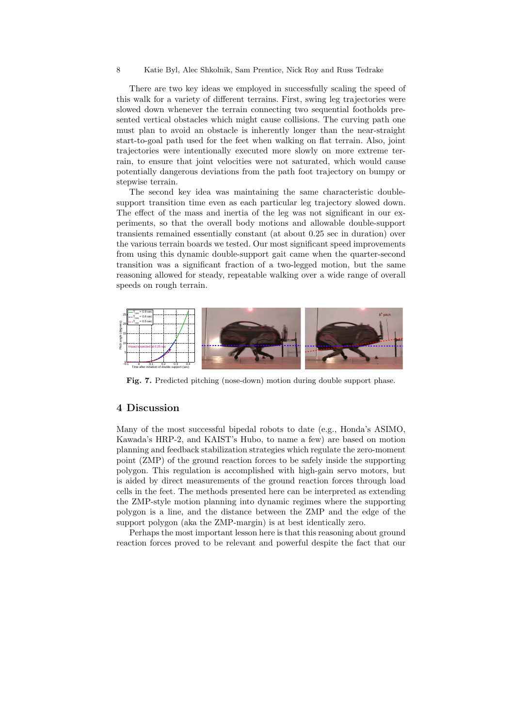There are two key ideas we employed in successfully scaling the speed of this walk for a variety of different terrains. First, swing leg trajectories were slowed down whenever the terrain connecting two sequential footholds presented vertical obstacles which might cause collisions. The curving path one must plan to avoid an obstacle is inherently longer than the near-straight start-to-goal path used for the feet when walking on flat terrain. Also, joint trajectories were intentionally executed more slowly on more extreme terrain, to ensure that joint velocities were not saturated, which would cause potentially dangerous deviations from the path foot trajectory on bumpy or stepwise terrain.

The second key idea was maintaining the same characteristic double-support transition time even as each particular leg trajectory slowed down. The effect of the mass and inertia of the leg was not significant in our experiments, so that the overall body motions and allowable double-support transients remained essentially constant (at about 0.25 sec in duration) over the various terrain boards we tested. Our most significant speed improvements from using this dynamic double-support gait came when the quarter-second transition was a significant fraction of a two-legged motion, but the same reasoning allowed for steady, repeatable walking over a wide range of overall speeds on rough terrain.

**Fig. 7.** Predicted pitching (nose-down) motion during double support phase.

## 4 Discussion

Many of the most successful bipedal robots to date (e.g., Honda's ASIMO, Kawada's HRP-2, and KAIST's Hubo, to name a few) are based on motion planning and feedback stabilization strategies which regulate the zero-moment point (ZMP) of the ground reaction forces to be safely inside the supporting polygon. This regulation is accomplished with high-gain servo motors, but is aided by direct measurements of the ground reaction forces through load cells in the feet. The methods presented here can be interpreted as extending the ZMP-style motion planning into dynamic regimes where the supporting polygon is a line, and the distance between the ZMP and the edge of the support polygon (aka the ZMP-margin) is at best identically zero.

Perhaps the most important lesson here is that this reasoning about ground reaction forces proved to be relevant and powerful despite the fact that our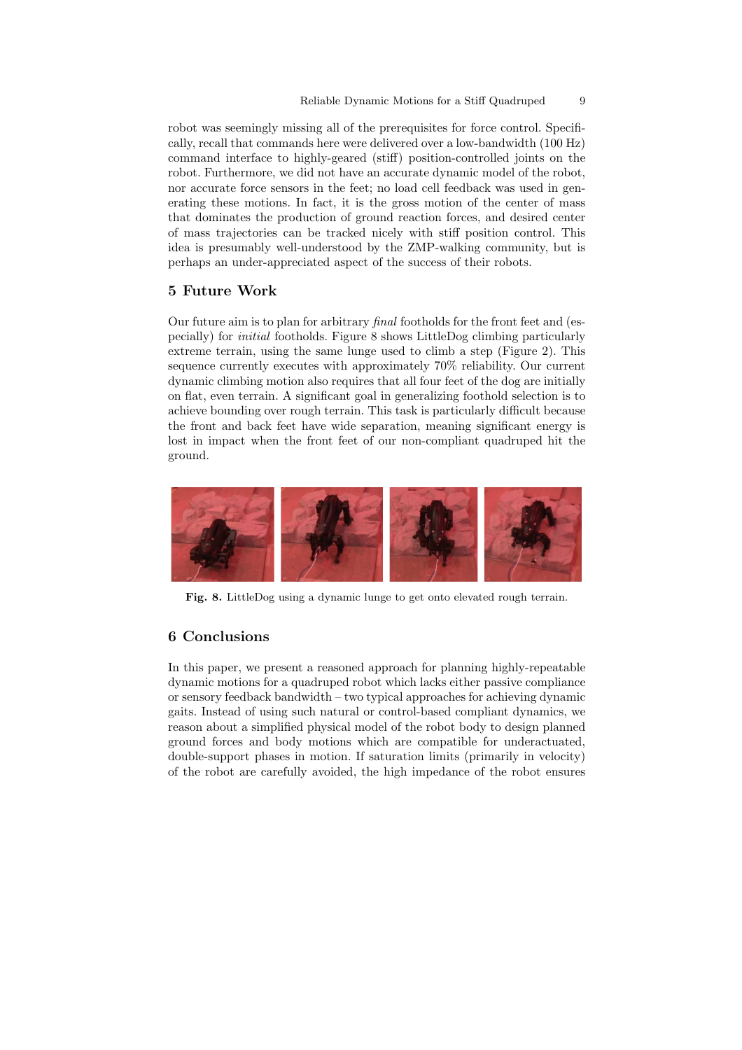robot was seemingly missing all of the prerequisites for force control. Specifically, recall that commands here were delivered over a low-bandwidth (100 Hz) command interface to highly-geared (stiff) position-controlled joints on the robot. Furthermore, we did not have an accurate dynamic model of the robot, nor accurate force sensors in the feet; no load cell feedback was used in generating these motions. In fact, it is the gross motion of the center of mass that dominates the production of ground reaction forces, and desired center of mass trajectories can be tracked nicely with stiff position control. This idea is presumably well-understood by the ZMP-walking community, but is perhaps an under-appreciated aspect of the success of their robots.

## 5 Future Work

Our future aim is to plan for arbitrary *final* footholds for the front feet and (especially) for *initial* footholds. Figure 8 shows LittleDog climbing particularly extreme terrain, using the same lunge used to climb a step (Figure 2). This sequence currently executes with approximately 70% reliability. Our current dynamic climbing motion also requires that all four feet of the dog are initially on flat, even terrain. A significant goal in generalizing foothold selection is to achieve bounding over rough terrain. This task is particularly difficult because the front and back feet have wide separation, meaning significant energy is lost in impact when the front feet of our non-compliant quadruped hit the ground.

**Fig. 8.** LittleDog using a dynamic lunge to get onto elevated rough terrain.

## 6 Conclusions

In this paper, we present a reasoned approach for planning highly-repeatable dynamic motions for a quadruped robot which lacks either passive compliance or sensory feedback bandwidth – two typical approaches for achieving dynamic gaits. Instead of using such natural or control-based compliant dynamics, we reason about a simplified physical model of the robot body to design planned ground forces and body motions which are compatible for underactuated, double-support phases in motion. If saturation limits (primarily in velocity) of the robot are carefully avoided, the high impedance of the robot ensures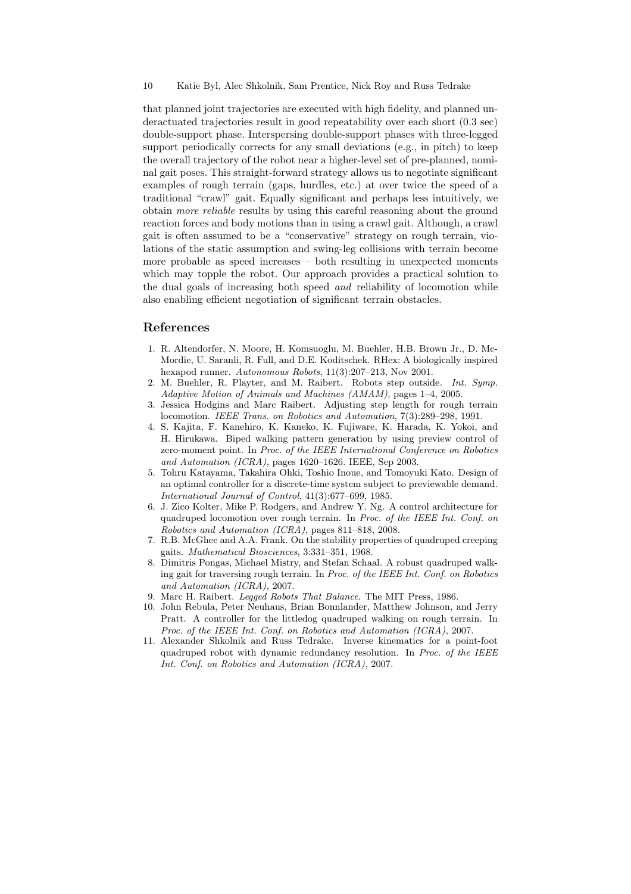that planned joint trajectories are executed with high fidelity, and planned underactuated trajectories result in good repeatability over each short (0.3 sec) double-support phase. Interspersing double-support phases with three-legged support periodically corrects for any small deviations (e.g., in pitch) to keep the overall trajectory of the robot near a higher-level set of pre-planned, nominal gait poses. This straight-forward strategy allows us to negotiate significant examples of rough terrain (gaps, hurdles, etc.) at over twice the speed of a traditional "crawl" gait. Equally significant and perhaps less intuitively, we obtain *more reliable* results by using this careful reasoning about the ground reaction forces and body motions than in using a crawl gait. Although, a crawl gait is often assumed to be a "conservative" strategy on rough terrain, violations of the static assumption and swing-leg collisions with terrain become more probable as speed increases – both resulting in unexpected moments which may topple the robot. Our approach provides a practical solution to the dual goals of increasing both speed *and* reliability of locomotion while also enabling efficient negotiation of significant terrain obstacles.

## References

1. R. Altendorfer, N. Moore, H. Komsuoglu, M. Buehler, H.B. Brown Jr., D. McMordie, U. Saranli, R. Full, and D.E. Koditschek. RHex: A biologically inspired hexapod runner. *Autonomous Robots*, 11(3):207–213, Nov 2001.
2. M. Buehler, R. Playter, and M. Raibert. Robots step outside. *Int. Symp. Adaptive Motion of Animals and Machines (AMAM)*, pages 1–4, 2005.
3. Jessica Hodgins and Marc Raibert. Adjusting step length for rough terrain locomotion. *IEEE Trans. on Robotics and Automation*, 7(3):289–298, 1991.
4. S. Kajita, F. Kanehiro, K. Kaneko, K. Fujiware, K. Harada, K. Yokoi, and H. Hirukawa. Biped walking pattern generation by using preview control of zero-moment point. In *Proc. of the IEEE International Conference on Robotics and Automation (ICRA)*, pages 1620–1626. IEEE, Sep 2003.
5. Tohru Katayama, Takahira Ohki, Toshio Inoue, and Tomoyuki Kato. Design of an optimal controller for a discrete-time system subject to previewable demand. *International Journal of Control*, 41(3):677–699, 1985.
6. J. Zico Kolter, Mike P. Rodgers, and Andrew Y. Ng. A control architecture for quadruped locomotion over rough terrain. In *Proc. of the IEEE Int. Conf. on Robotics and Automation (ICRA)*, pages 811–818, 2008.
7. R.B. McGhee and A.A. Frank. On the stability properties of quadruped creeping gaits. *Mathematical Biosciences*, 3:331–351, 1968.
8. Dimitris Pongas, Michael Mistry, and Stefan Schaal. A robust quadruped walking gait for traversing rough terrain. In *Proc. of the IEEE Int. Conf. on Robotics and Automation (ICRA)*, 2007.
9. Marc H. Raibert. *Legged Robots That Balance*. The MIT Press, 1986.
10. John Rebula, Peter Neuhaus, Brian Bonnlander, Matthew Johnson, and Jerry Pratt. A controller for the littledog quadruped walking on rough terrain. In *Proc. of the IEEE Int. Conf. on Robotics and Automation (ICRA)*, 2007.
11. Alexander Shkolnik and Russ Tedrake. Inverse kinematics for a point-foot quadruped robot with dynamic redundancy resolution. In *Proc. of the IEEE Int. Conf. on Robotics and Automation (ICRA)*, 2007.